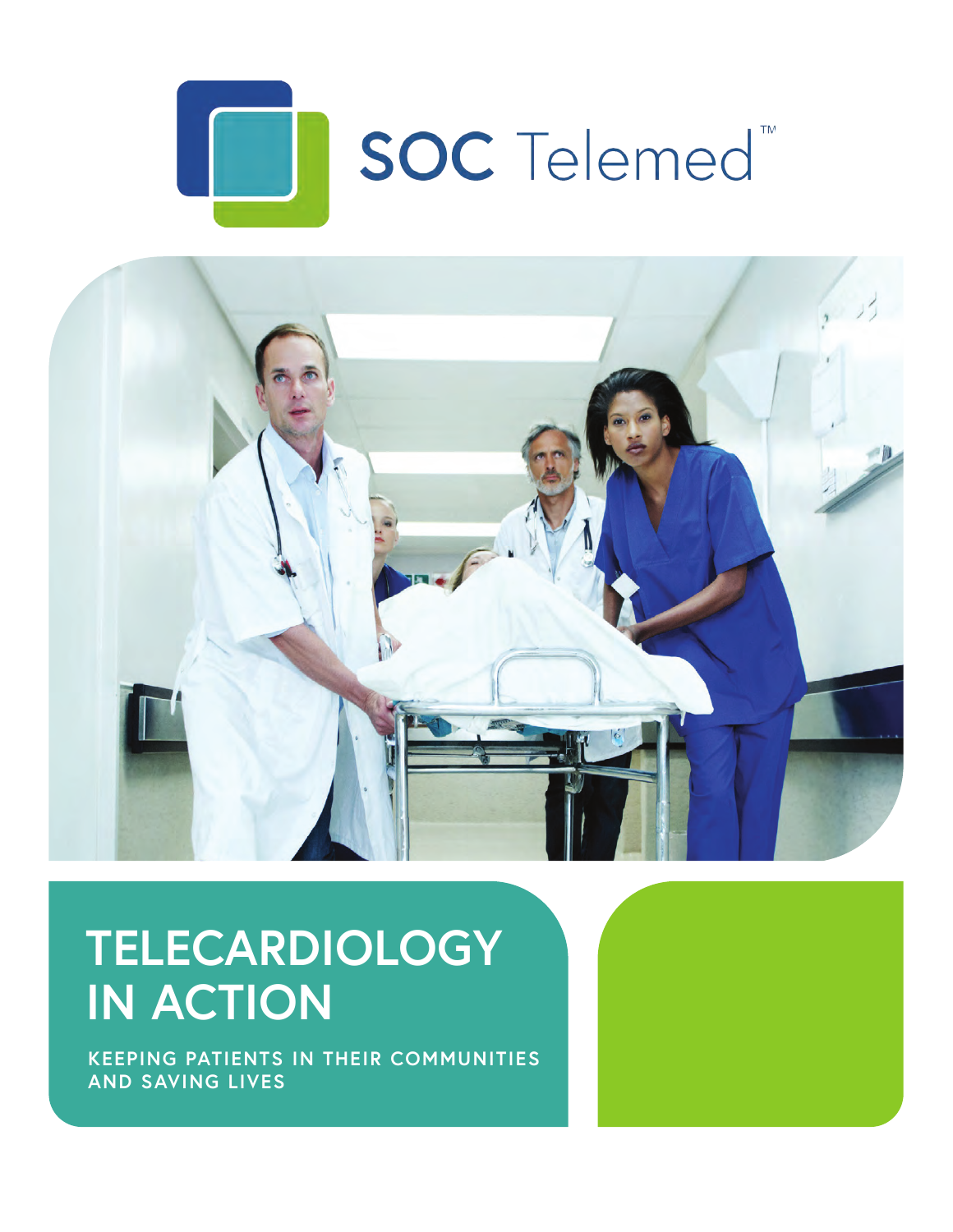SOC Telemed™

# TELECARDIOLOGY IN ACTION

KEEPING PATIENTS IN THEIR COMMUNITIES AND SAVING LIVES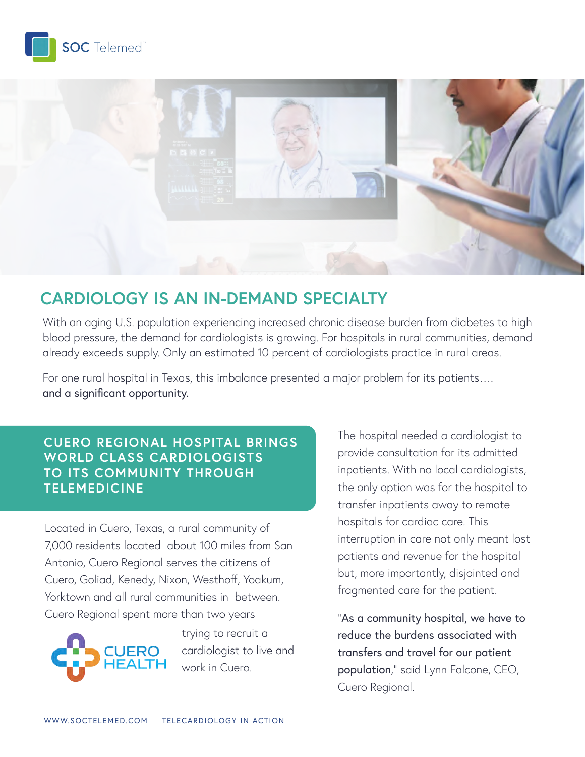## CARDIOLOGY IS AN IN-DEMAND SPECIALTY

With an aging U.S. population experiencing increased chronic disease burden from diabetes to high blood pressure, the demand for cardiologists is growing. For hospitals in rural communities, demand already exceeds supply. Only an estimated 10 percent of cardiologists practice in rural areas.

For one rural hospital in Texas, this imbalance presented a major problem for its patients…. and a significant opportunity.

### CUERO REGIONAL HOSPITAL BRINGS WORLD CLASS CARDIOLOGISTS TO ITS COMMUNITY THROUGH TELEMEDICINE

Located in Cuero, Texas, a rural community of 7,000 residents located about 100 miles from San Antonio, Cuero Regional serves the citizens of Cuero, Goliad, Kenedy, Nixon, Westhoff, Yoakum, Yorktown and all rural communities in between. Cuero Regional spent more than two years trying to recruit a cardiologist to live and work in Cuero.

The hospital needed a cardiologist to provide consultation for its admitted inpatients. With no local cardiologists, the only option was for the hospital to transfer inpatients away to remote hospitals for cardiac care. This interruption in care not only meant lost patients and revenue for the hospital but, more importantly, disjointed and fragmented care for the patient.

"As a community hospital, we have to reduce the burdens associated with transfers and travel for our patient population," said Lynn Falcone, CEO, Cuero Regional.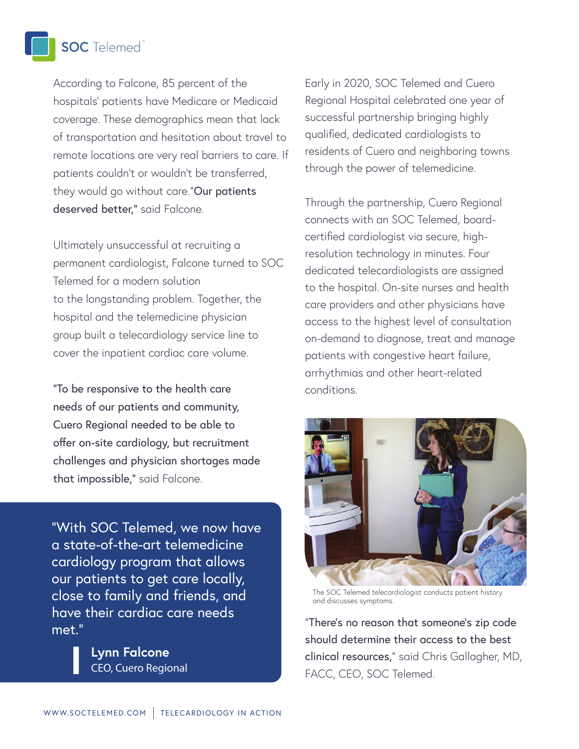According to Falcone, 85 percent of the hospitals' patients have Medicare or Medicaid coverage. These demographics mean that lack of transportation and hesitation about travel to remote locations are very real barriers to care. If patients couldn't or wouldn't be transferred, they would go without care. **"Our patients deserved better,"** said Falcone.

Ultimately unsuccessful at recruiting a permanent cardiologist, Falcone turned to SOC Telemed for a modern solution to the longstanding problem. Together, the hospital and the telemedicine physician group built a telecardiology service line to cover the inpatient cardiac care volume.

**"To be responsive to the health care needs of our patients and community, Cuero Regional needed to be able to offer on-site cardiology, but recruitment challenges and physician shortages made that impossible,"** said Falcone.

> "With SOC Telemed, we now have a state-of-the-art telemedicine cardiology program that allows our patients to get care locally, close to family and friends, and have their cardiac care needs met."
>
> **Lynn Falcone**
> CEO, Cuero Regional

Early in 2020, SOC Telemed and Cuero Regional Hospital celebrated one year of successful partnership bringing highly qualified, dedicated cardiologists to residents of Cuero and neighboring towns through the power of telemedicine.

Through the partnership, Cuero Regional connects with an SOC Telemed, board-certified cardiologist via secure, high-resolution technology in minutes. Four dedicated telecardiologists are assigned to the hospital. On-site nurses and health care providers and other physicians have access to the highest level of consultation on-demand to diagnose, treat and manage patients with congestive heart failure, arrhythmias and other heart-related conditions.

The SOC Telemed telecardiologist conducts patient history and discusses symptoms.

**"There's no reason that someone's zip code should determine their access to the best clinical resources,"** said Chris Gallagher, MD, FACC, CEO, SOC Telemed.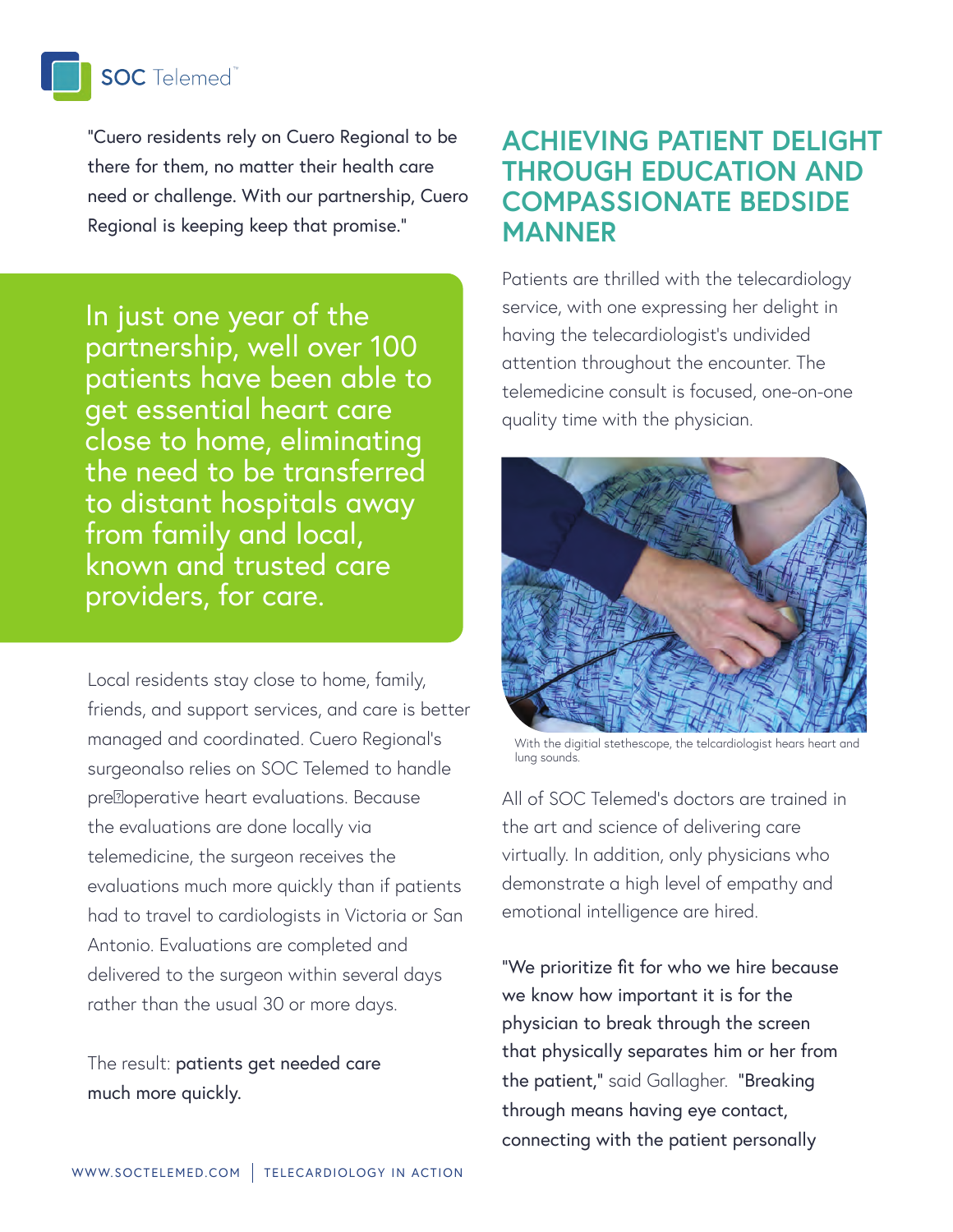"Cuero residents rely on Cuero Regional to be there for them, no matter their health care need or challenge. With our partnership, Cuero Regional is keeping keep that promise."

In just one year of the partnership, well over 100 patients have been able to get essential heart care close to home, eliminating the need to be transferred to distant hospitals away from family and local, known and trusted care providers, for care.

Local residents stay close to home, family, friends, and support services, and care is better managed and coordinated. Cuero Regional's surgeonalso relies on SOC Telemed to handle pre-operative heart evaluations. Because the evaluations are done locally via telemedicine, the surgeon receives the evaluations much more quickly than if patients had to travel to cardiologists in Victoria or San Antonio. Evaluations are completed and delivered to the surgeon within several days rather than the usual 30 or more days.

The result: **patients get needed care much more quickly.**

## ACHIEVING PATIENT DELIGHT THROUGH EDUCATION AND COMPASSIONATE BEDSIDE MANNER

Patients are thrilled with the telecardiology service, with one expressing her delight in having the telecardiologist's undivided attention throughout the encounter. The telemedicine consult is focused, one-on-one quality time with the physician.

With the digitial stethescope, the telcardiologist hears heart and lung sounds.

All of SOC Telemed's doctors are trained in the art and science of delivering care virtually. In addition, only physicians who demonstrate a high level of empathy and emotional intelligence are hired.

"We prioritize fit for who we hire because we know how important it is for the physician to break through the screen that physically separates him or her from the patient," said Gallagher. "Breaking through means having eye contact, connecting with the patient personally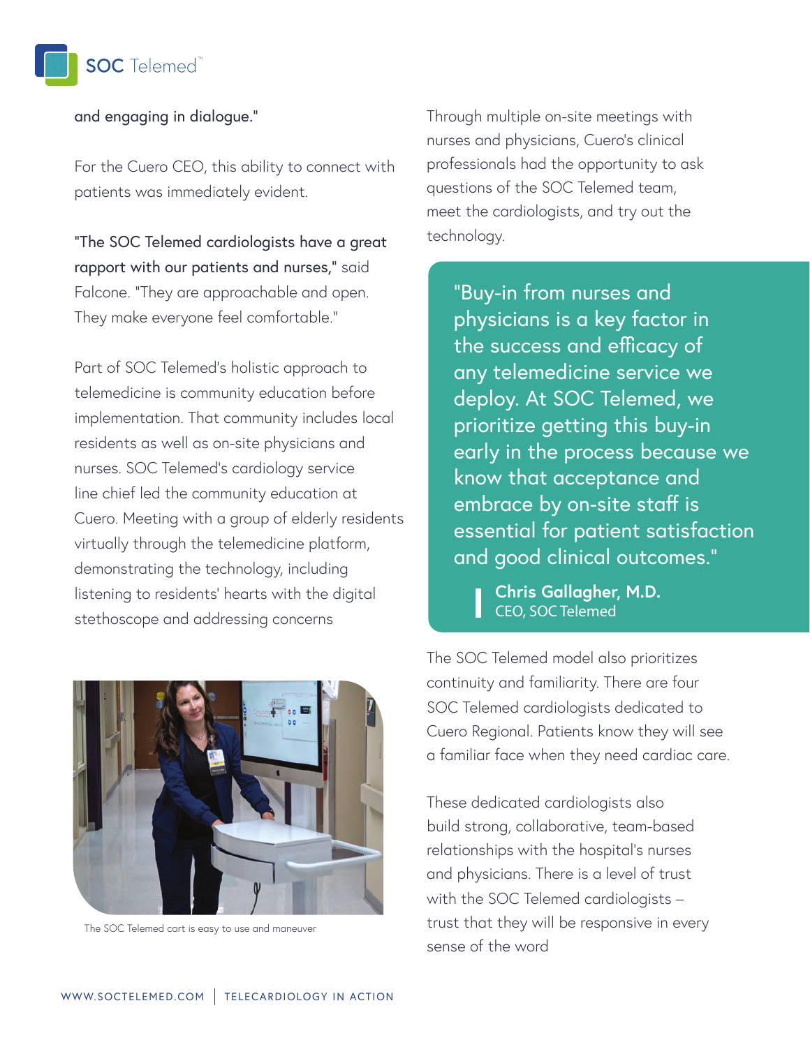and engaging in dialogue."

For the Cuero CEO, this ability to connect with patients was immediately evident.

"The SOC Telemed cardiologists have a great rapport with our patients and nurses," said Falcone. "They are approachable and open. They make everyone feel comfortable."

Part of SOC Telemed's holistic approach to telemedicine is community education before implementation. That community includes local residents as well as on-site physicians and nurses. SOC Telemed's cardiology service line chief led the community education at Cuero. Meeting with a group of elderly residents virtually through the telemedicine platform, demonstrating the technology, including listening to residents' hearts with the digital stethoscope and addressing concerns

The SOC Telemed cart is easy to use and maneuver

Through multiple on-site meetings with nurses and physicians, Cuero's clinical professionals had the opportunity to ask questions of the SOC Telemed team, meet the cardiologists, and try out the technology.

> "Buy-in from nurses and physicians is a key factor in the success and efficacy of any telemedicine service we deploy. At SOC Telemed, we prioritize getting this buy-in early in the process because we know that acceptance and embrace by on-site staff is essential for patient satisfaction and good clinical outcomes."
>
> **Chris Gallagher, M.D.**
> CEO, SOC Telemed

The SOC Telemed model also prioritizes continuity and familiarity. There are four SOC Telemed cardiologists dedicated to Cuero Regional. Patients know they will see a familiar face when they need cardiac care.

These dedicated cardiologists also build strong, collaborative, team-based relationships with the hospital's nurses and physicians. There is a level of trust with the SOC Telemed cardiologists – trust that they will be responsive in every sense of the word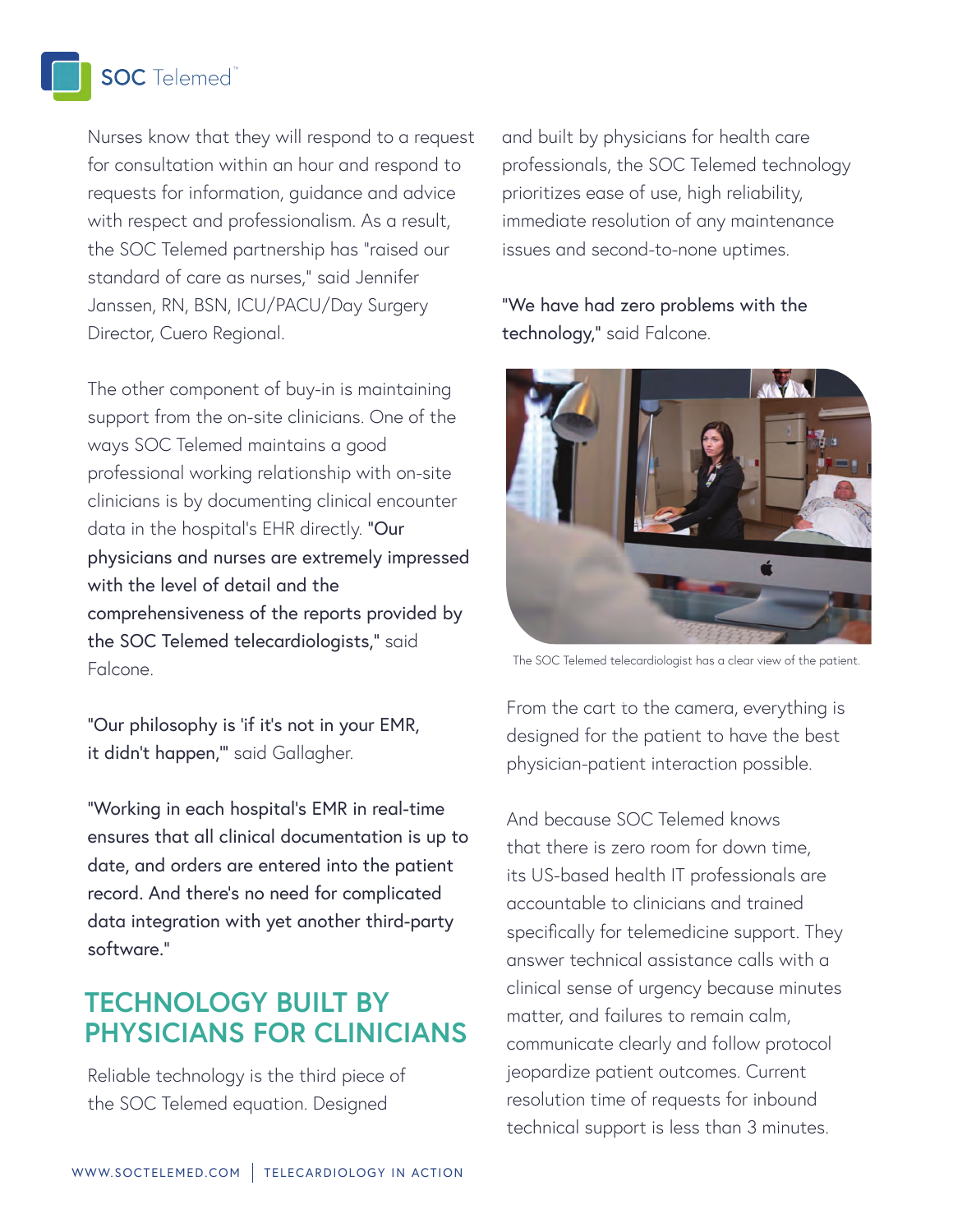Nurses know that they will respond to a request for consultation within an hour and respond to requests for information, guidance and advice with respect and professionalism. As a result, the SOC Telemed partnership has "raised our standard of care as nurses," said Jennifer Janssen, RN, BSN, ICU/PACU/Day Surgery Director, Cuero Regional.

The other component of buy-in is maintaining support from the on-site clinicians. One of the ways SOC Telemed maintains a good professional working relationship with on-site clinicians is by documenting clinical encounter data in the hospital's EHR directly. "Our physicians and nurses are extremely impressed with the level of detail and the comprehensiveness of the reports provided by the SOC Telemed telecardiologists," said Falcone.

"Our philosophy is 'if it's not in your EMR, it didn't happen,'" said Gallagher.

"Working in each hospital's EMR in real-time ensures that all clinical documentation is up to date, and orders are entered into the patient record. And there's no need for complicated data integration with yet another third-party software."

## TECHNOLOGY BUILT BY PHYSICIANS FOR CLINICIANS

Reliable technology is the third piece of the SOC Telemed equation. Designed and built by physicians for health care professionals, the SOC Telemed technology prioritizes ease of use, high reliability, immediate resolution of any maintenance issues and second-to-none uptimes.

"We have had zero problems with the technology," said Falcone.

The SOC Telemed telecardiologist has a clear view of the patient.

From the cart to the camera, everything is designed for the patient to have the best physician-patient interaction possible.

And because SOC Telemed knows that there is zero room for down time, its US-based health IT professionals are accountable to clinicians and trained specifically for telemedicine support. They answer technical assistance calls with a clinical sense of urgency because minutes matter, and failures to remain calm, communicate clearly and follow protocol jeopardize patient outcomes. Current resolution time of requests for inbound technical support is less than 3 minutes.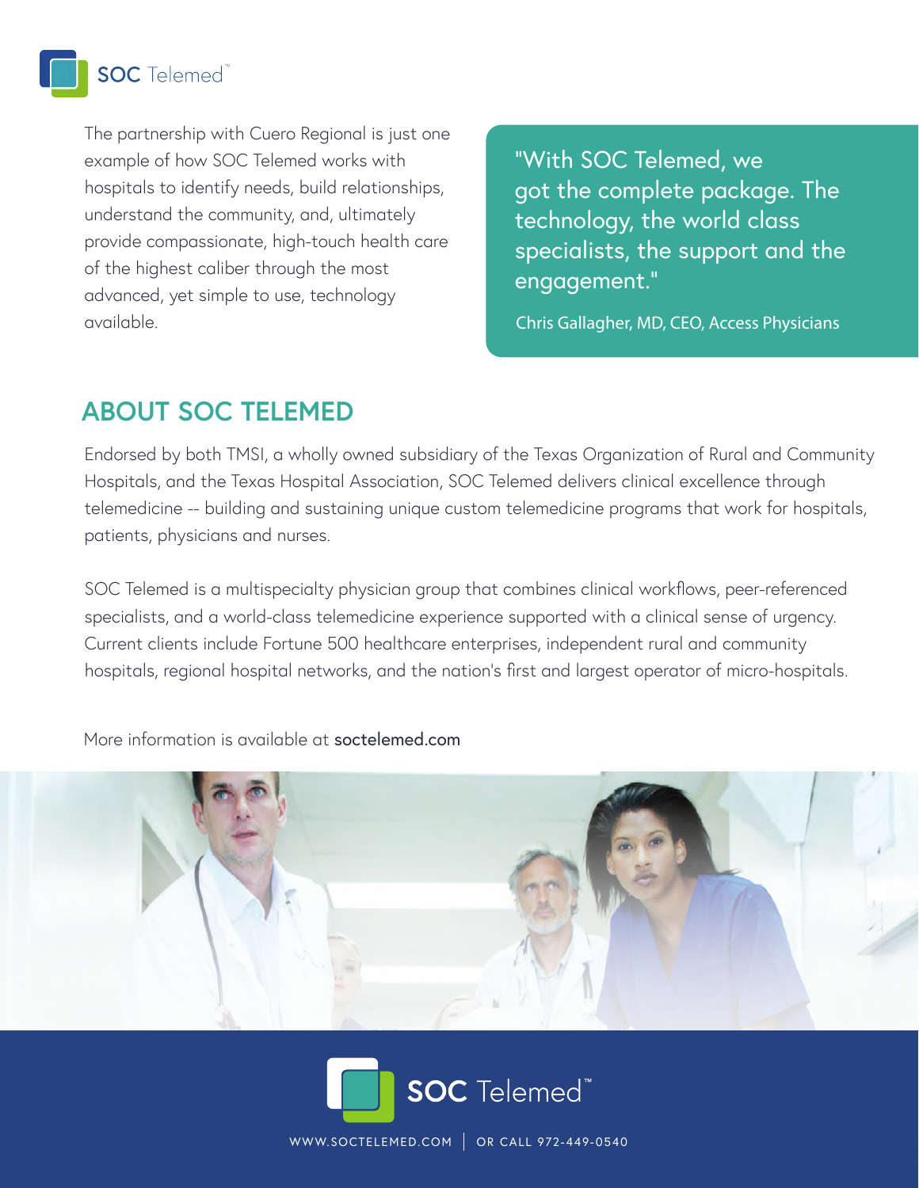The partnership with Cuero Regional is just one example of how SOC Telemed works with hospitals to identify needs, build relationships, understand the community, and, ultimately provide compassionate, high-touch health care of the highest caliber through the most advanced, yet simple to use, technology available.

> "With SOC Telemed, we got the complete package. The technology, the world class specialists, the support and the engagement."
>
> Chris Gallagher, MD, CEO, Access Physicians

## ABOUT SOC TELEMED

Endorsed by both TMSI, a wholly owned subsidiary of the Texas Organization of Rural and Community Hospitals, and the Texas Hospital Association, SOC Telemed delivers clinical excellence through telemedicine -- building and sustaining unique custom telemedicine programs that work for hospitals, patients, physicians and nurses.

SOC Telemed is a multispecialty physician group that combines clinical workflows, peer-referenced specialists, and a world-class telemedicine experience supported with a clinical sense of urgency. Current clients include Fortune 500 healthcare enterprises, independent rural and community hospitals, regional hospital networks, and the nation's first and largest operator of micro-hospitals.

More information is available at **soctelemed.com**

SOC Telemed™

WWW.SOCTELEMED.COM | OR CALL 972-449-0540